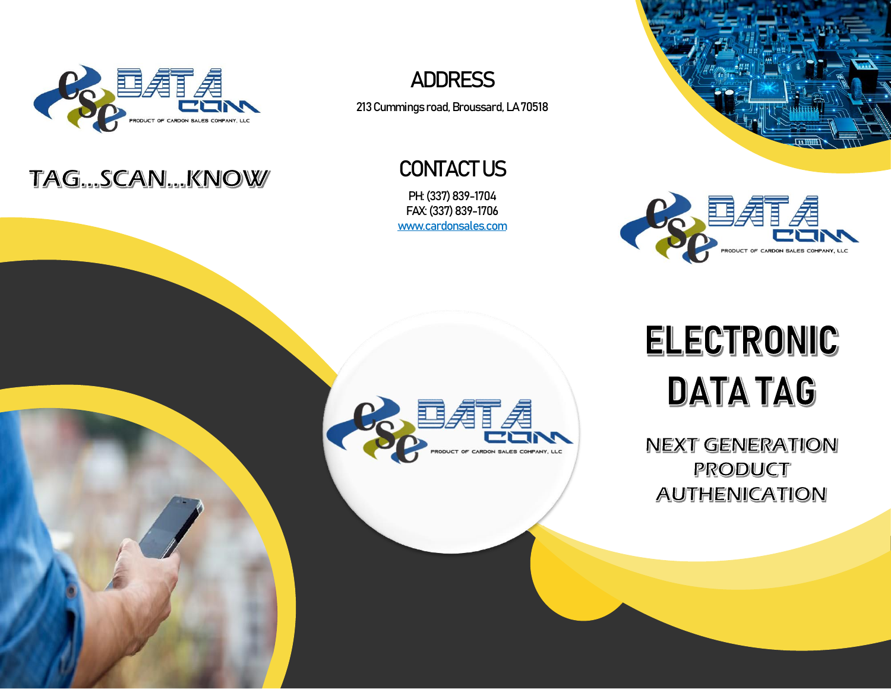TAG...SCAN...KNOW

## ADDRESS

213 Cummings road, Broussard, LA 70518

## CONTACT US

PH: (337) 839-1704
FAX: (337) 839-1706
www.cardonsales.com

# ELECTRONIC DATA TAG

NEXT GENERATION PRODUCT AUTHENICATION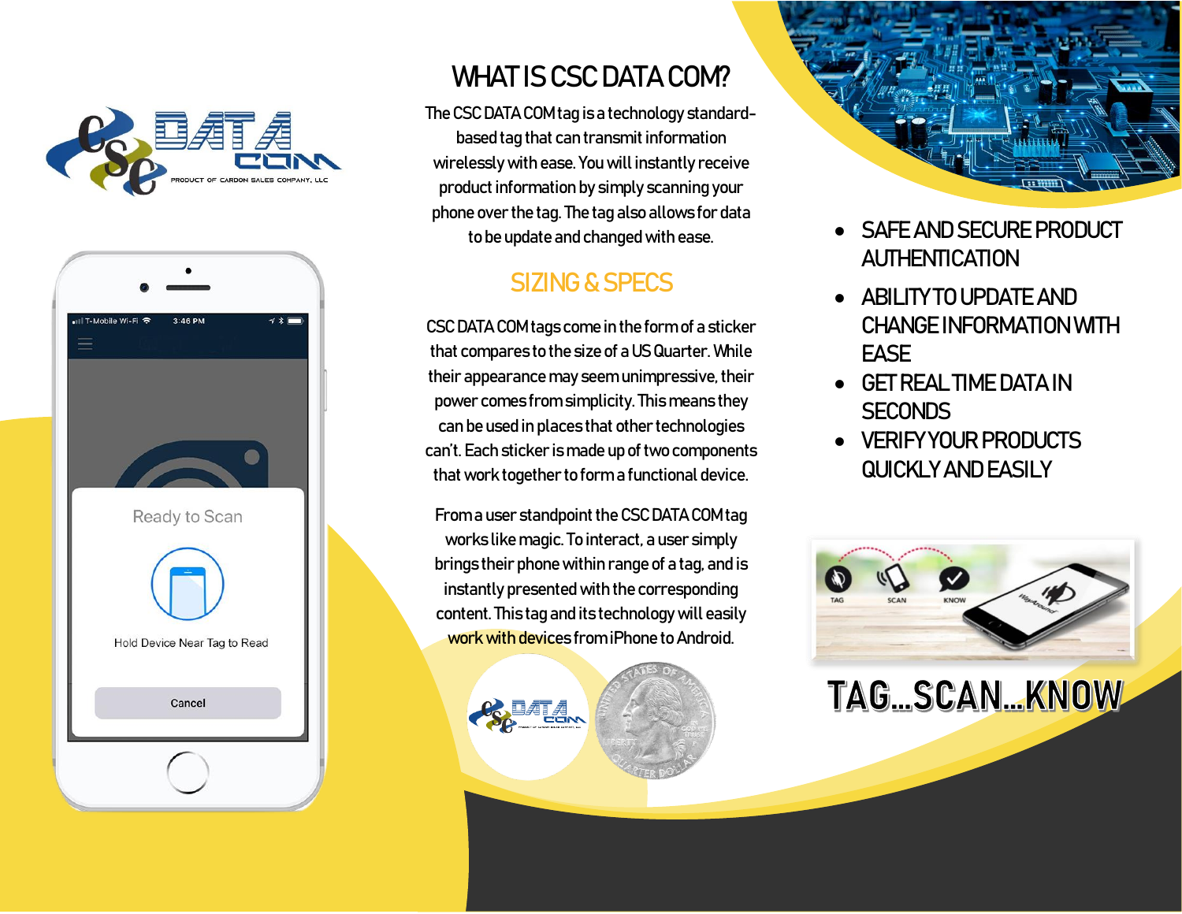# WHAT IS CSC DATA COM?

The CSC DATA COM tag is a technology standard-based tag that can transmit information wirelessly with ease. You will instantly receive product information by simply scanning your phone over the tag. The tag also allows for data to be update and changed with ease.

## SIZING & SPECS

CSC DATA COM tags come in the form of a sticker that compares to the size of a US Quarter. While their appearance may seem unimpressive, their power comes from simplicity. This means they can be used in places that other technologies can't. Each sticker is made up of two components that work together to form a functional device.

From a user standpoint the CSC DATA COM tag works like magic. To interact, a user simply brings their phone within range of a tag, and is instantly presented with the corresponding content. This tag and its technology will easily work with devices from iPhone to Android.

- SAFE AND SECURE PRODUCT AUTHENTICATION
- ABILITY TO UPDATE AND CHANGE INFORMATION WITH EASE
- GET REAL TIME DATA IN SECONDS
- VERIFY YOUR PRODUCTS QUICKLY AND EASILY

TAG...SCAN...KNOW